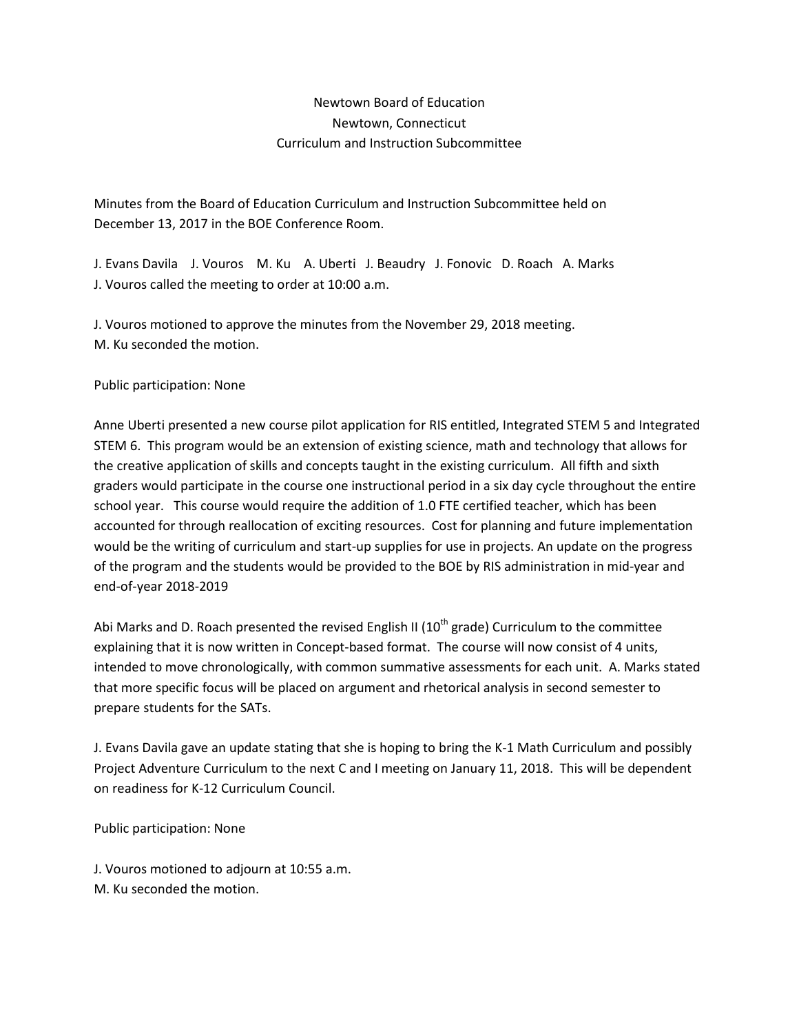Newtown Board of Education
Newtown, Connecticut
Curriculum and Instruction Subcommittee

Minutes from the Board of Education Curriculum and Instruction Subcommittee held on December 13, 2017 in the BOE Conference Room.

J. Evans Davila J. Vouros M. Ku A. Uberti J. Beaudry J. Fonovic D. Roach A. Marks
J. Vouros called the meeting to order at 10:00 a.m.

J. Vouros motioned to approve the minutes from the November 29, 2018 meeting.
M. Ku seconded the motion.

Public participation: None

Anne Uberti presented a new course pilot application for RIS entitled, Integrated STEM 5 and Integrated STEM 6. This program would be an extension of existing science, math and technology that allows for the creative application of skills and concepts taught in the existing curriculum. All fifth and sixth graders would participate in the course one instructional period in a six day cycle throughout the entire school year. This course would require the addition of 1.0 FTE certified teacher, which has been accounted for through reallocation of exciting resources. Cost for planning and future implementation would be the writing of curriculum and start-up supplies for use in projects. An update on the progress of the program and the students would be provided to the BOE by RIS administration in mid-year and end-of-year 2018-2019

Abi Marks and D. Roach presented the revised English II (10th grade) Curriculum to the committee explaining that it is now written in Concept-based format. The course will now consist of 4 units, intended to move chronologically, with common summative assessments for each unit. A. Marks stated that more specific focus will be placed on argument and rhetorical analysis in second semester to prepare students for the SATs.

J. Evans Davila gave an update stating that she is hoping to bring the K-1 Math Curriculum and possibly Project Adventure Curriculum to the next C and I meeting on January 11, 2018. This will be dependent on readiness for K-12 Curriculum Council.

Public participation: None

J. Vouros motioned to adjourn at 10:55 a.m.
M. Ku seconded the motion.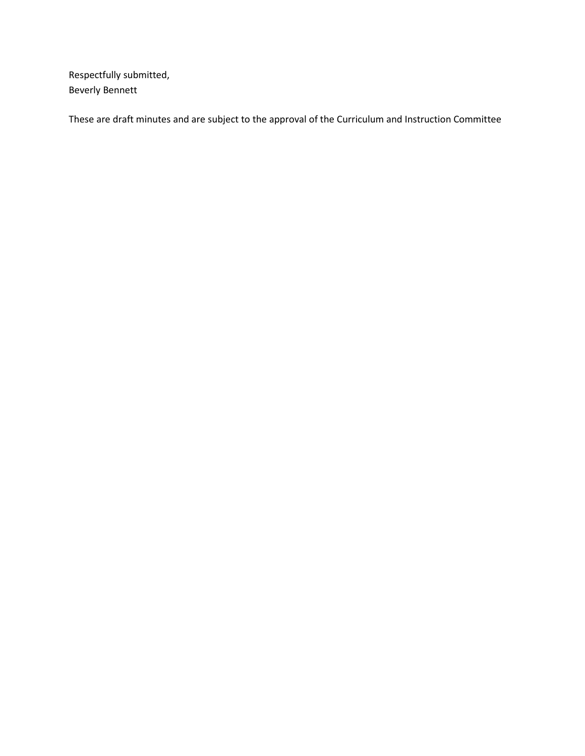Respectfully submitted,
Beverly Bennett

These are draft minutes and are subject to the approval of the Curriculum and Instruction Committee